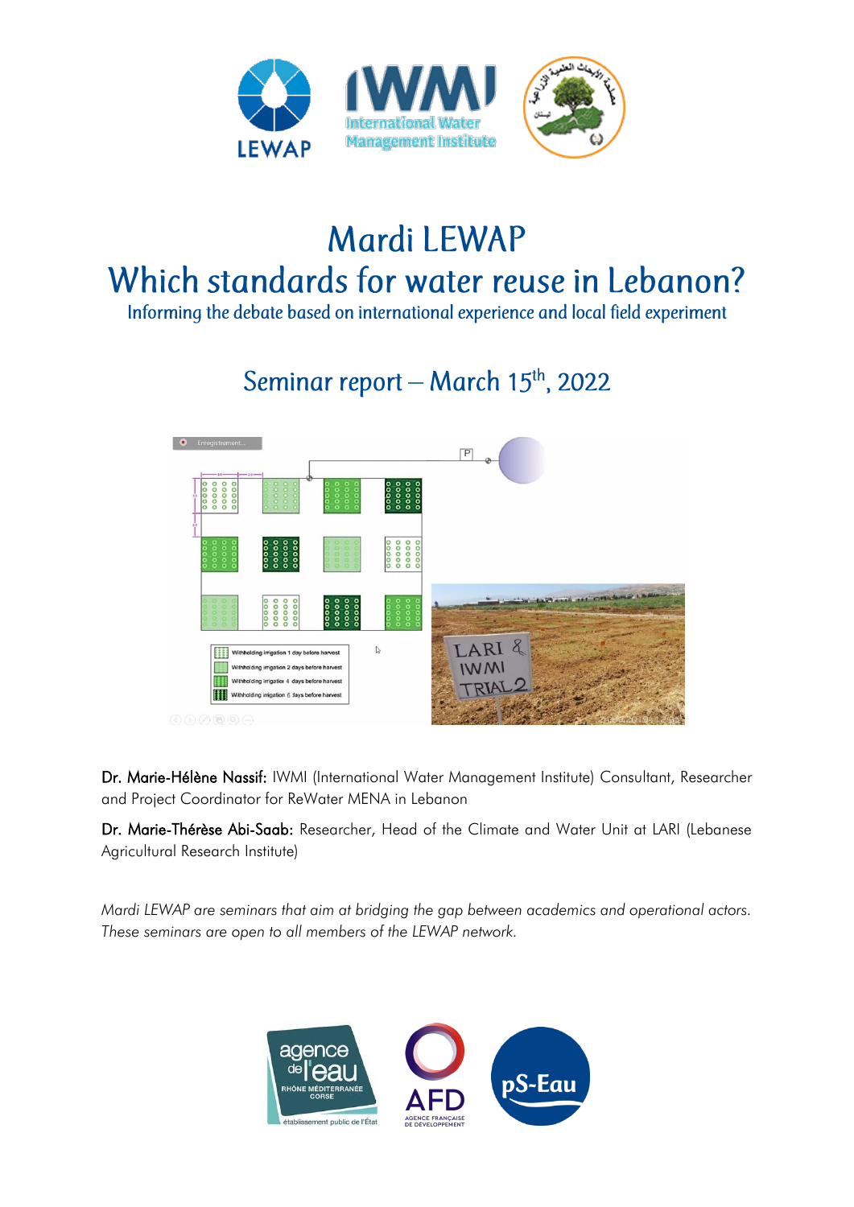# Mardi LEWAP

# Which standards for water reuse in Lebanon?

### Informing the debate based on international experience and local field experiment

## Seminar report – March 15th, 2022

**Dr. Marie-Hélène Nassif:** IWMI (International Water Management Institute) Consultant, Researcher and Project Coordinator for ReWater MENA in Lebanon

**Dr. Marie-Thérèse Abi-Saab:** Researcher, Head of the Climate and Water Unit at LARI (Lebanese Agricultural Research Institute)

*Mardi LEWAP are seminars that aim at bridging the gap between academics and operational actors. These seminars are open to all members of the LEWAP network.*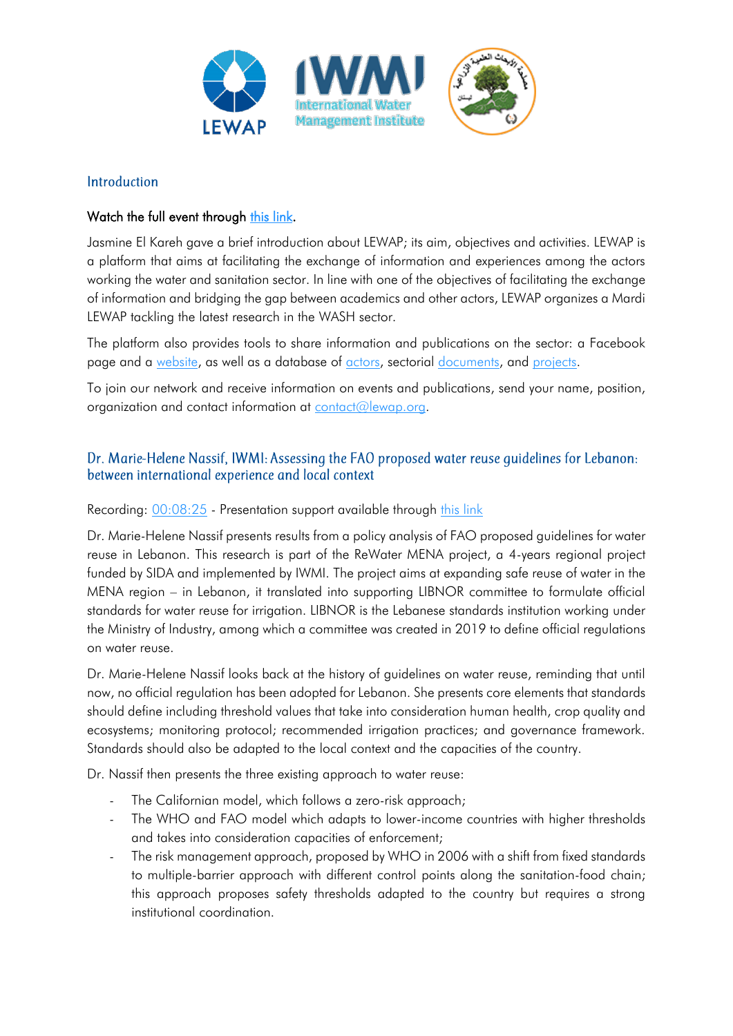## Introduction

**Watch the full event through this link.**

Jasmine El Kareh gave a brief introduction about LEWAP; its aim, objectives and activities. LEWAP is a platform that aims at facilitating the exchange of information and experiences among the actors working the water and sanitation sector. In line with one of the objectives of facilitating the exchange of information and bridging the gap between academics and other actors, LEWAP organizes a Mardi LEWAP tackling the latest research in the WASH sector.

The platform also provides tools to share information and publications on the sector: a Facebook page and a website, as well as a database of actors, sectorial documents, and projects.

To join our network and receive information on events and publications, send your name, position, organization and contact information at contact@lewap.org.

## Dr. Marie-Helene Nassif, IWMI: Assessing the FAO proposed water reuse guidelines for Lebanon: between international experience and local context

Recording: 00:08:25 - Presentation support available through this link

Dr. Marie-Helene Nassif presents results from a policy analysis of FAO proposed guidelines for water reuse in Lebanon. This research is part of the ReWater MENA project, a 4-years regional project funded by SIDA and implemented by IWMI. The project aims at expanding safe reuse of water in the MENA region – in Lebanon, it translated into supporting LIBNOR committee to formulate official standards for water reuse for irrigation. LIBNOR is the Lebanese standards institution working under the Ministry of Industry, among which a committee was created in 2019 to define official regulations on water reuse.

Dr. Marie-Helene Nassif looks back at the history of guidelines on water reuse, reminding that until now, no official regulation has been adopted for Lebanon. She presents core elements that standards should define including threshold values that take into consideration human health, crop quality and ecosystems; monitoring protocol; recommended irrigation practices; and governance framework. Standards should also be adapted to the local context and the capacities of the country.

Dr. Nassif then presents the three existing approach to water reuse:

- The Californian model, which follows a zero-risk approach;
- The WHO and FAO model which adapts to lower-income countries with higher thresholds and takes into consideration capacities of enforcement;
- The risk management approach, proposed by WHO in 2006 with a shift from fixed standards to multiple-barrier approach with different control points along the sanitation-food chain; this approach proposes safety thresholds adapted to the country but requires a strong institutional coordination.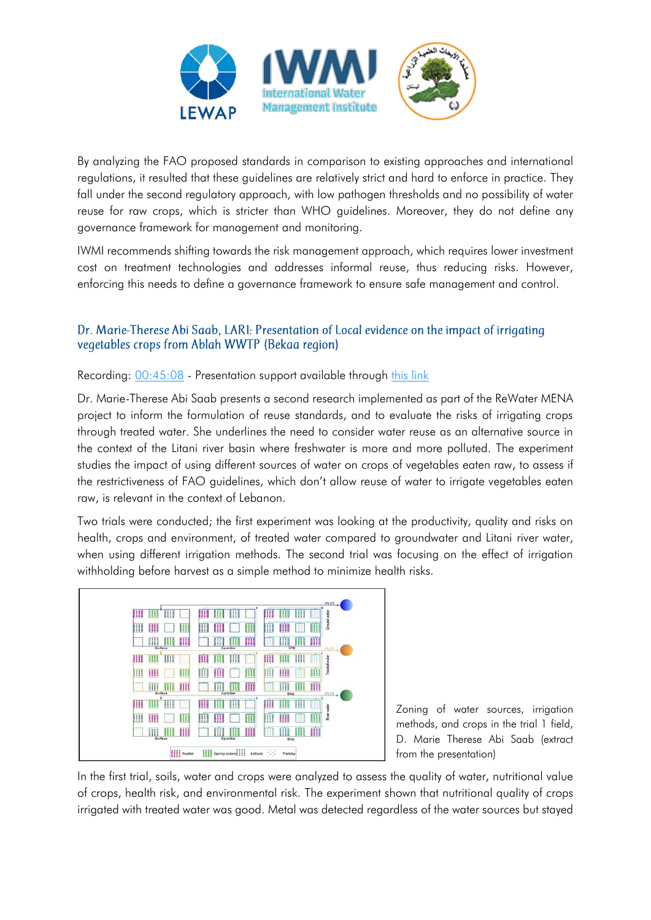By analyzing the FAO proposed standards in comparison to existing approaches and international regulations, it resulted that these guidelines are relatively strict and hard to enforce in practice. They fall under the second regulatory approach, with low pathogen thresholds and no possibility of water reuse for raw crops, which is stricter than WHO guidelines. Moreover, they do not define any governance framework for management and monitoring.

IWMI recommends shifting towards the risk management approach, which requires lower investment cost on treatment technologies and addresses informal reuse, thus reducing risks. However, enforcing this needs to define a governance framework to ensure safe management and control.

## Dr. Marie-Therese Abi Saab, LARI: Presentation of Local evidence on the impact of irrigating vegetables crops from Ablah WWTP (Bekaa region)

Recording: 00:45:08 - Presentation support available through this link

Dr. Marie-Therese Abi Saab presents a second research implemented as part of the ReWater MENA project to inform the formulation of reuse standards, and to evaluate the risks of irrigating crops through treated water. She underlines the need to consider water reuse as an alternative source in the context of the Litani river basin where freshwater is more and more polluted. The experiment studies the impact of using different sources of water on crops of vegetables eaten raw, to assess if the restrictiveness of FAO guidelines, which don't allow reuse of water to irrigate vegetables eaten raw, is relevant in the context of Lebanon.

Two trials were conducted; the first experiment was looking at the productivity, quality and risks on health, crops and environment, of treated water compared to groundwater and Litani river water, when using different irrigation methods. The second trial was focusing on the effect of irrigation withholding before harvest as a simple method to minimize health risks.

Zoning of water sources, irrigation methods, and crops in the trial 1 field, D. Marie Therese Abi Saab (extract from the presentation)

In the first trial, soils, water and crops were analyzed to assess the quality of water, nutritional value of crops, health risk, and environmental risk. The experiment shown that nutritional quality of crops irrigated with treated water was good. Metal was detected regardless of the water sources but stayed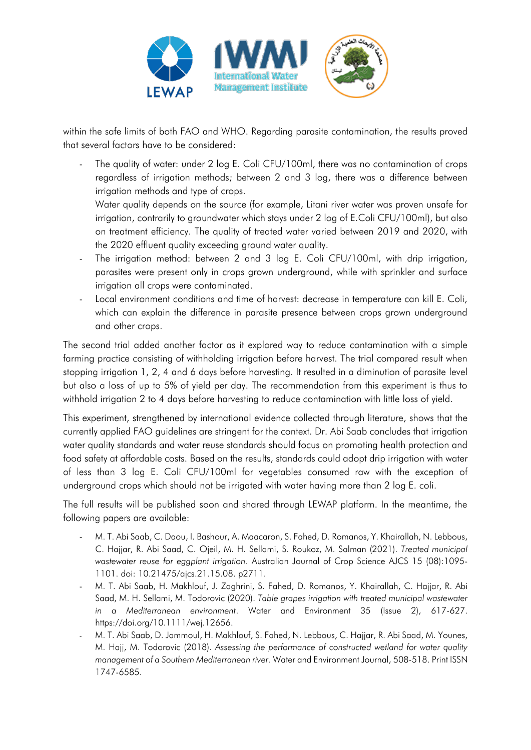within the safe limits of both FAO and WHO. Regarding parasite contamination, the results proved that several factors have to be considered:

- The quality of water: under 2 log E. Coli CFU/100ml, there was no contamination of crops regardless of irrigation methods; between 2 and 3 log, there was a difference between irrigation methods and type of crops.
  Water quality depends on the source (for example, Litani river water was proven unsafe for irrigation, contrarily to groundwater which stays under 2 log of E.Coli CFU/100ml), but also on treatment efficiency. The quality of treated water varied between 2019 and 2020, with the 2020 effluent quality exceeding ground water quality.
- The irrigation method: between 2 and 3 log E. Coli CFU/100ml, with drip irrigation, parasites were present only in crops grown underground, while with sprinkler and surface irrigation all crops were contaminated.
- Local environment conditions and time of harvest: decrease in temperature can kill E. Coli, which can explain the difference in parasite presence between crops grown underground and other crops.

The second trial added another factor as it explored way to reduce contamination with a simple farming practice consisting of withholding irrigation before harvest. The trial compared result when stopping irrigation 1, 2, 4 and 6 days before harvesting. It resulted in a diminution of parasite level but also a loss of up to 5% of yield per day. The recommendation from this experiment is thus to withhold irrigation 2 to 4 days before harvesting to reduce contamination with little loss of yield.

This experiment, strengthened by international evidence collected through literature, shows that the currently applied FAO guidelines are stringent for the context. Dr. Abi Saab concludes that irrigation water quality standards and water reuse standards should focus on promoting health protection and food safety at affordable costs. Based on the results, standards could adopt drip irrigation with water of less than 3 log E. Coli CFU/100ml for vegetables consumed raw with the exception of underground crops which should not be irrigated with water having more than 2 log E. coli.

The full results will be published soon and shared through LEWAP platform. In the meantime, the following papers are available:

- M. T. Abi Saab, C. Daou, I. Bashour, A. Maacaron, S. Fahed, D. Romanos, Y. Khairallah, N. Lebbous, C. Hajjar, R. Abi Saad, C. Ojeil, M. H. Sellami, S. Roukoz, M. Salman (2021). *Treated municipal wastewater reuse for eggplant irrigation*. Australian Journal of Crop Science AJCS 15 (08):1095-1101. doi: 10.21475/ajcs.21.15.08. p2711.
- M. T. Abi Saab, H. Makhlouf, J. Zaghrini, S. Fahed, D. Romanos, Y. Khairallah, C. Hajjar, R. Abi Saad, M. H. Sellami, M. Todorovic (2020). *Table grapes irrigation with treated municipal wastewater in a Mediterranean environment*. Water and Environment 35 (Issue 2), 617-627. https://doi.org/10.1111/wej.12656.
- M. T. Abi Saab, D. Jammoul, H. Makhlouf, S. Fahed, N. Lebbous, C. Hajjar, R. Abi Saad, M. Younes, M. Hajj, M. Todorovic (2018). *Assessing the performance of constructed wetland for water quality management of a Southern Mediterranean river*. Water and Environment Journal, 508-518. Print ISSN 1747-6585.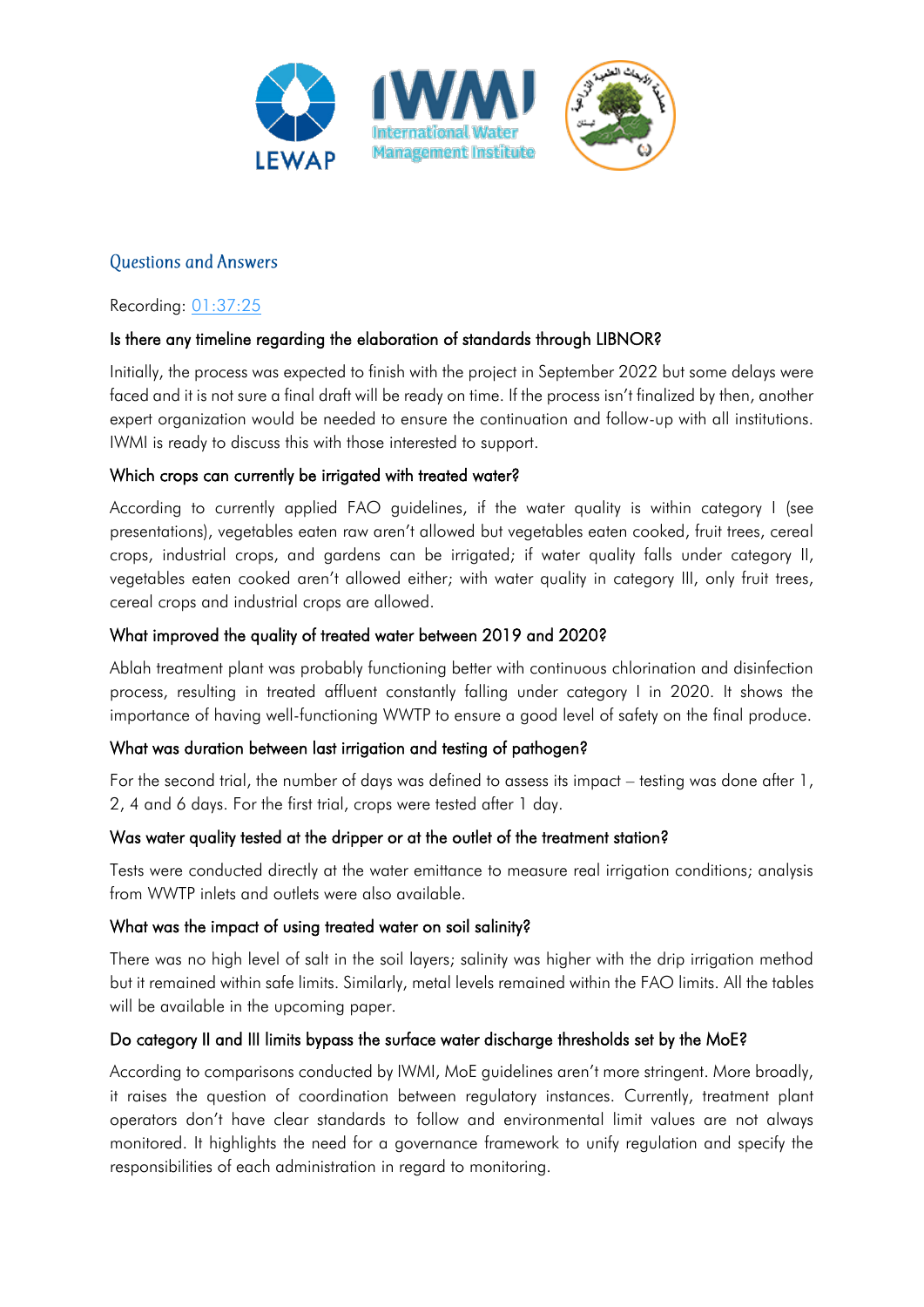## Questions and Answers

Recording: 01:37:25

### Is there any timeline regarding the elaboration of standards through LIBNOR?

Initially, the process was expected to finish with the project in September 2022 but some delays were faced and it is not sure a final draft will be ready on time. If the process isn't finalized by then, another expert organization would be needed to ensure the continuation and follow-up with all institutions. IWMI is ready to discuss this with those interested to support.

### Which crops can currently be irrigated with treated water?

According to currently applied FAO guidelines, if the water quality is within category I (see presentations), vegetables eaten raw aren't allowed but vegetables eaten cooked, fruit trees, cereal crops, industrial crops, and gardens can be irrigated; if water quality falls under category II, vegetables eaten cooked aren't allowed either; with water quality in category III, only fruit trees, cereal crops and industrial crops are allowed.

### What improved the quality of treated water between 2019 and 2020?

Ablah treatment plant was probably functioning better with continuous chlorination and disinfection process, resulting in treated affluent constantly falling under category I in 2020. It shows the importance of having well-functioning WWTP to ensure a good level of safety on the final produce.

### What was duration between last irrigation and testing of pathogen?

For the second trial, the number of days was defined to assess its impact – testing was done after 1, 2, 4 and 6 days. For the first trial, crops were tested after 1 day.

### Was water quality tested at the dripper or at the outlet of the treatment station?

Tests were conducted directly at the water emittance to measure real irrigation conditions; analysis from WWTP inlets and outlets were also available.

### What was the impact of using treated water on soil salinity?

There was no high level of salt in the soil layers; salinity was higher with the drip irrigation method but it remained within safe limits. Similarly, metal levels remained within the FAO limits. All the tables will be available in the upcoming paper.

### Do category II and III limits bypass the surface water discharge thresholds set by the MoE?

According to comparisons conducted by IWMI, MoE guidelines aren't more stringent. More broadly, it raises the question of coordination between regulatory instances. Currently, treatment plant operators don't have clear standards to follow and environmental limit values are not always monitored. It highlights the need for a governance framework to unify regulation and specify the responsibilities of each administration in regard to monitoring.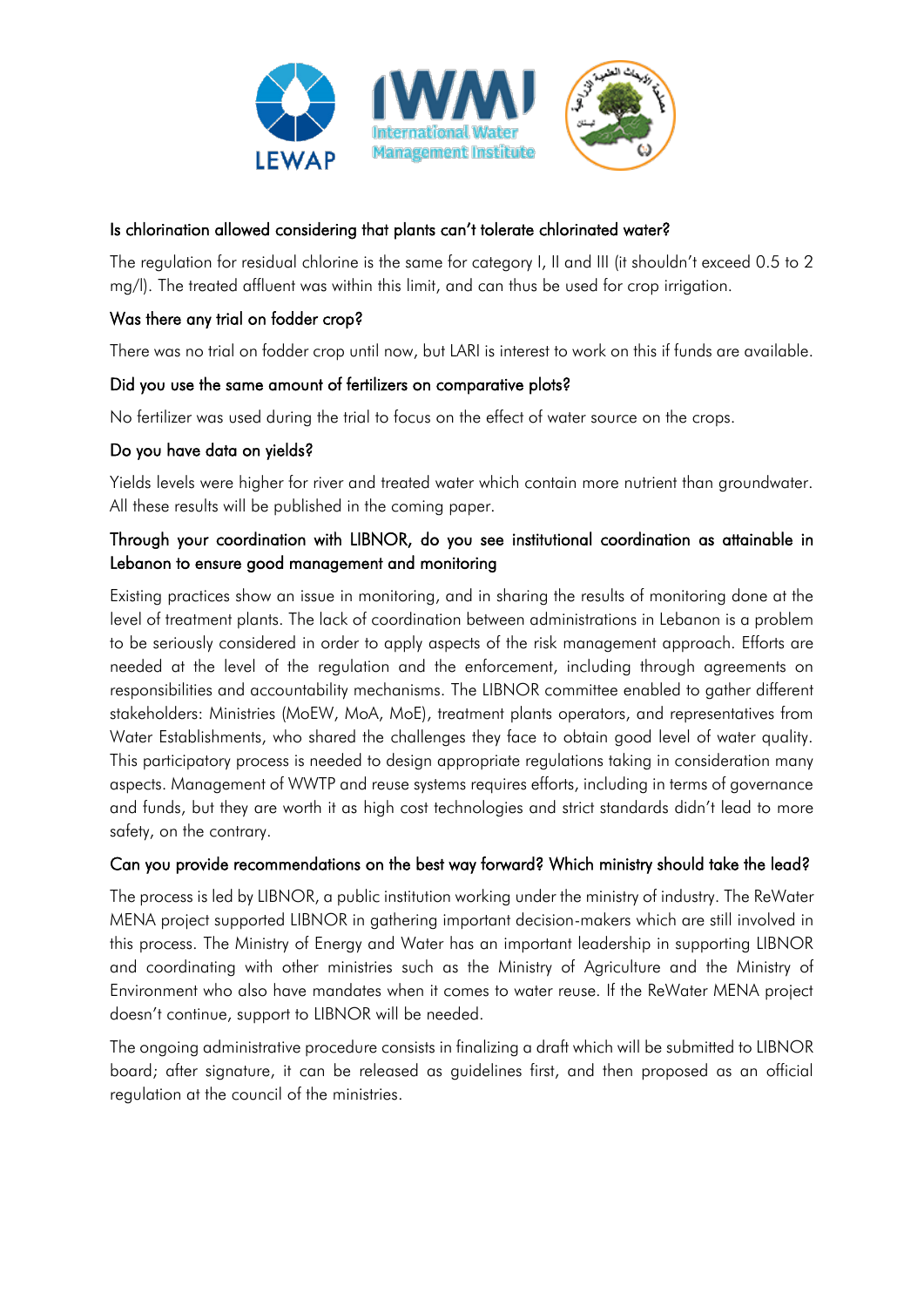### Is chlorination allowed considering that plants can't tolerate chlorinated water?

The regulation for residual chlorine is the same for category I, II and III (it shouldn't exceed 0.5 to 2 mg/l). The treated affluent was within this limit, and can thus be used for crop irrigation.

### Was there any trial on fodder crop?

There was no trial on fodder crop until now, but LARI is interest to work on this if funds are available.

### Did you use the same amount of fertilizers on comparative plots?

No fertilizer was used during the trial to focus on the effect of water source on the crops.

### Do you have data on yields?

Yields levels were higher for river and treated water which contain more nutrient than groundwater. All these results will be published in the coming paper.

### Through your coordination with LIBNOR, do you see institutional coordination as attainable in Lebanon to ensure good management and monitoring

Existing practices show an issue in monitoring, and in sharing the results of monitoring done at the level of treatment plants. The lack of coordination between administrations in Lebanon is a problem to be seriously considered in order to apply aspects of the risk management approach. Efforts are needed at the level of the regulation and the enforcement, including through agreements on responsibilities and accountability mechanisms. The LIBNOR committee enabled to gather different stakeholders: Ministries (MoEW, MoA, MoE), treatment plants operators, and representatives from Water Establishments, who shared the challenges they face to obtain good level of water quality. This participatory process is needed to design appropriate regulations taking in consideration many aspects. Management of WWTP and reuse systems requires efforts, including in terms of governance and funds, but they are worth it as high cost technologies and strict standards didn't lead to more safety, on the contrary.

### Can you provide recommendations on the best way forward? Which ministry should take the lead?

The process is led by LIBNOR, a public institution working under the ministry of industry. The ReWater MENA project supported LIBNOR in gathering important decision-makers which are still involved in this process. The Ministry of Energy and Water has an important leadership in supporting LIBNOR and coordinating with other ministries such as the Ministry of Agriculture and the Ministry of Environment who also have mandates when it comes to water reuse. If the ReWater MENA project doesn't continue, support to LIBNOR will be needed.

The ongoing administrative procedure consists in finalizing a draft which will be submitted to LIBNOR board; after signature, it can be released as guidelines first, and then proposed as an official regulation at the council of the ministries.